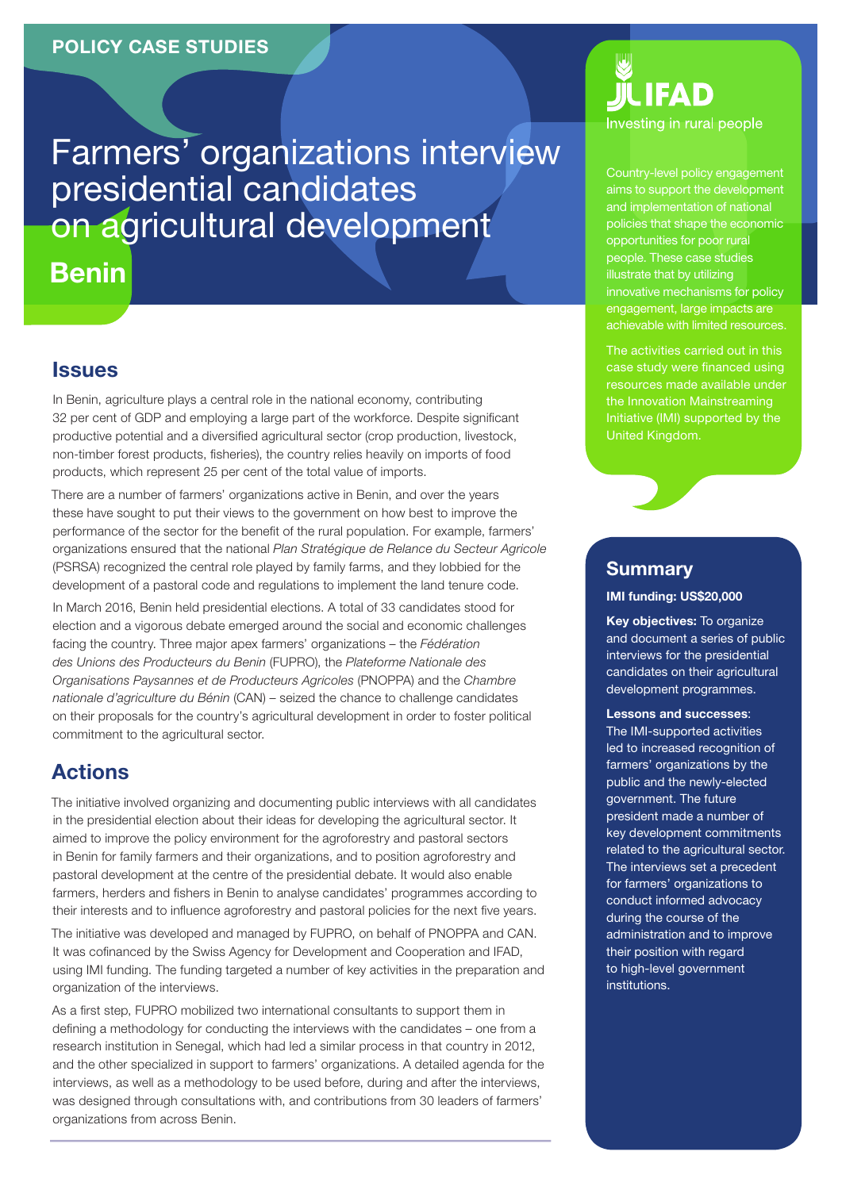POLICY CASE STUDIES

# Farmers' organizations interview presidential candidates on agricultural development

## Benin

IFAD
Investing in rural people

Country-level policy engagement aims to support the development and implementation of national policies that shape the economic opportunities for poor rural people. These case studies illustrate that by utilizing innovative mechanisms for policy engagement, large impacts are achievable with limited resources.

The activities carried out in this case study were financed using resources made available under the Innovation Mainstreaming Initiative (IMI) supported by the United Kingdom.

## Issues

In Benin, agriculture plays a central role in the national economy, contributing 32 per cent of GDP and employing a large part of the workforce. Despite significant productive potential and a diversified agricultural sector (crop production, livestock, non-timber forest products, fisheries), the country relies heavily on imports of food products, which represent 25 per cent of the total value of imports.

There are a number of farmers' organizations active in Benin, and over the years these have sought to put their views to the government on how best to improve the performance of the sector for the benefit of the rural population. For example, farmers' organizations ensured that the national *Plan Stratégique de Relance du Secteur Agricole* (PSRSA) recognized the central role played by family farms, and they lobbied for the development of a pastoral code and regulations to implement the land tenure code.

In March 2016, Benin held presidential elections. A total of 33 candidates stood for election and a vigorous debate emerged around the social and economic challenges facing the country. Three major apex farmers' organizations – the *Fédération des Unions des Producteurs du Benin* (FUPRO), the *Plateforme Nationale des Organisations Paysannes et de Producteurs Agricoles* (PNOPPA) and the *Chambre nationale d'agriculture du Bénin* (CAN) – seized the chance to challenge candidates on their proposals for the country's agricultural development in order to foster political commitment to the agricultural sector.

## Actions

The initiative involved organizing and documenting public interviews with all candidates in the presidential election about their ideas for developing the agricultural sector. It aimed to improve the policy environment for the agroforestry and pastoral sectors in Benin for family farmers and their organizations, and to position agroforestry and pastoral development at the centre of the presidential debate. It would also enable farmers, herders and fishers in Benin to analyse candidates' programmes according to their interests and to influence agroforestry and pastoral policies for the next five years.

The initiative was developed and managed by FUPRO, on behalf of PNOPPA and CAN. It was cofinanced by the Swiss Agency for Development and Cooperation and IFAD, using IMI funding. The funding targeted a number of key activities in the preparation and organization of the interviews.

As a first step, FUPRO mobilized two international consultants to support them in defining a methodology for conducting the interviews with the candidates – one from a research institution in Senegal, which had led a similar process in that country in 2012, and the other specialized in support to farmers' organizations. A detailed agenda for the interviews, as well as a methodology to be used before, during and after the interviews, was designed through consultations with, and contributions from 30 leaders of farmers' organizations from across Benin.

## Summary

**IMI funding: US$20,000**

**Key objectives:** To organize and document a series of public interviews for the presidential candidates on their agricultural development programmes.

**Lessons and successes**: The IMI-supported activities led to increased recognition of farmers' organizations by the public and the newly-elected government. The future president made a number of key development commitments related to the agricultural sector. The interviews set a precedent for farmers' organizations to conduct informed advocacy during the course of the administration and to improve their position with regard to high-level government institutions.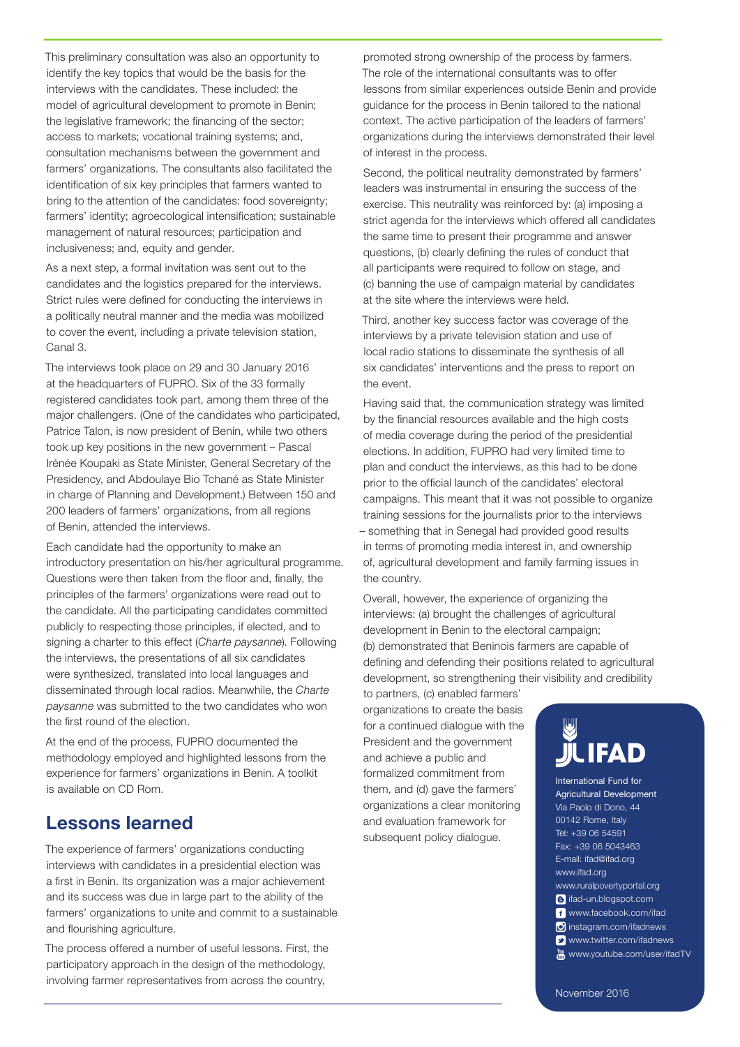This preliminary consultation was also an opportunity to identify the key topics that would be the basis for the interviews with the candidates. These included: the model of agricultural development to promote in Benin; the legislative framework; the financing of the sector; access to markets; vocational training systems; and, consultation mechanisms between the government and farmers' organizations. The consultants also facilitated the identification of six key principles that farmers wanted to bring to the attention of the candidates: food sovereignty; farmers' identity; agroecological intensification; sustainable management of natural resources; participation and inclusiveness; and, equity and gender.

As a next step, a formal invitation was sent out to the candidates and the logistics prepared for the interviews. Strict rules were defined for conducting the interviews in a politically neutral manner and the media was mobilized to cover the event, including a private television station, Canal 3.

The interviews took place on 29 and 30 January 2016 at the headquarters of FUPRO. Six of the 33 formally registered candidates took part, among them three of the major challengers. (One of the candidates who participated, Patrice Talon, is now president of Benin, while two others took up key positions in the new government – Pascal Irénée Koupaki as State Minister, General Secretary of the Presidency, and Abdoulaye Bio Tchané as State Minister in charge of Planning and Development.) Between 150 and 200 leaders of farmers' organizations, from all regions of Benin, attended the interviews.

Each candidate had the opportunity to make an introductory presentation on his/her agricultural programme. Questions were then taken from the floor and, finally, the principles of the farmers' organizations were read out to the candidate. All the participating candidates committed publicly to respecting those principles, if elected, and to signing a charter to this effect (*Charte paysanne*). Following the interviews, the presentations of all six candidates were synthesized, translated into local languages and disseminated through local radios. Meanwhile, the *Charte paysanne* was submitted to the two candidates who won the first round of the election.

At the end of the process, FUPRO documented the methodology employed and highlighted lessons from the experience for farmers' organizations in Benin. A toolkit is available on CD Rom.

## Lessons learned

The experience of farmers' organizations conducting interviews with candidates in a presidential election was a first in Benin. Its organization was a major achievement and its success was due in large part to the ability of the farmers' organizations to unite and commit to a sustainable and flourishing agriculture.

The process offered a number of useful lessons. First, the participatory approach in the design of the methodology, involving farmer representatives from across the country, promoted strong ownership of the process by farmers. The role of the international consultants was to offer lessons from similar experiences outside Benin and provide guidance for the process in Benin tailored to the national context. The active participation of the leaders of farmers' organizations during the interviews demonstrated their level of interest in the process.

Second, the political neutrality demonstrated by farmers' leaders was instrumental in ensuring the success of the exercise. This neutrality was reinforced by: (a) imposing a strict agenda for the interviews which offered all candidates the same time to present their programme and answer questions, (b) clearly defining the rules of conduct that all participants were required to follow on stage, and (c) banning the use of campaign material by candidates at the site where the interviews were held.

Third, another key success factor was coverage of the interviews by a private television station and use of local radio stations to disseminate the synthesis of all six candidates' interventions and the press to report on the event.

Having said that, the communication strategy was limited by the financial resources available and the high costs of media coverage during the period of the presidential elections. In addition, FUPRO had very limited time to plan and conduct the interviews, as this had to be done prior to the official launch of the candidates' electoral campaigns. This meant that it was not possible to organize training sessions for the journalists prior to the interviews – something that in Senegal had provided good results in terms of promoting media interest in, and ownership of, agricultural development and family farming issues in the country.

Overall, however, the experience of organizing the interviews: (a) brought the challenges of agricultural development in Benin to the electoral campaign; (b) demonstrated that Beninois farmers are capable of defining and defending their positions related to agricultural development, so strengthening their visibility and credibility to partners, (c) enabled farmers' organizations to create the basis for a continued dialogue with the President and the government and achieve a public and formalized commitment from them, and (d) gave the farmers' organizations a clear monitoring and evaluation framework for subsequent policy dialogue.

IFAD

International Fund for Agricultural Development
Via Paolo di Dono, 44
00142 Rome, Italy
Tel: +39 06 54591
Fax: +39 06 5043463
E-mail: ifad@ifad.org
www.ifad.org
www.ruralpovertyportal.org
ifad-un.blogspot.com
www.facebook.com/ifad
instagram.com/ifadnews
www.twitter.com/ifadnews
www.youtube.com/user/ifadTV

November 2016